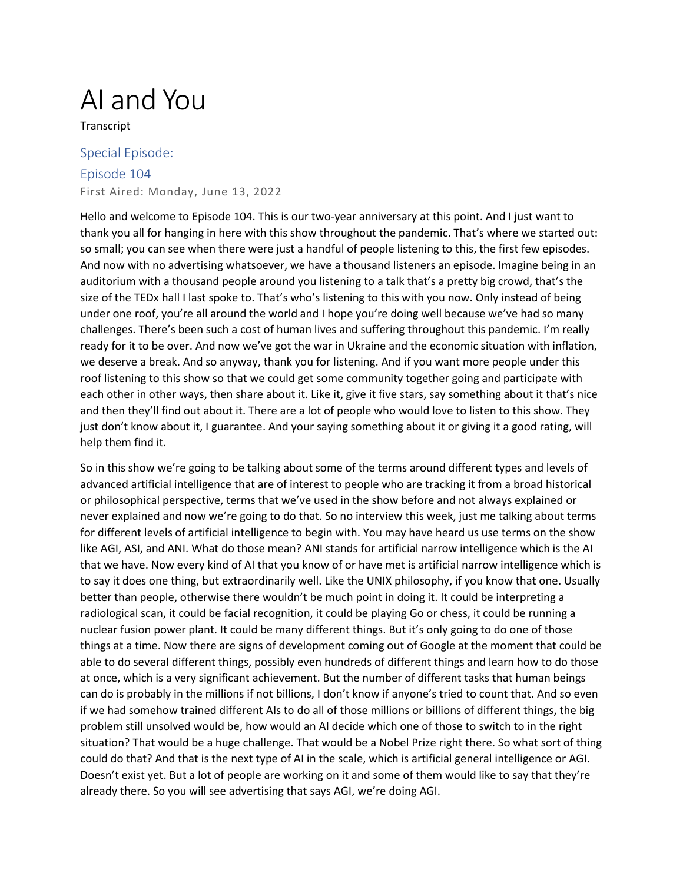# AI and You

Transcript

## Special Episode:

## Episode 104

First Aired: Monday, June 13, 2022

Hello and welcome to Episode 104. This is our two-year anniversary at this point. And I just want to thank you all for hanging in here with this show throughout the pandemic. That's where we started out: so small; you can see when there were just a handful of people listening to this, the first few episodes. And now with no advertising whatsoever, we have a thousand listeners an episode. Imagine being in an auditorium with a thousand people around you listening to a talk that's a pretty big crowd, that's the size of the TEDx hall I last spoke to. That's who's listening to this with you now. Only instead of being under one roof, you're all around the world and I hope you're doing well because we've had so many challenges. There's been such a cost of human lives and suffering throughout this pandemic. I'm really ready for it to be over. And now we've got the war in Ukraine and the economic situation with inflation, we deserve a break. And so anyway, thank you for listening. And if you want more people under this roof listening to this show so that we could get some community together going and participate with each other in other ways, then share about it. Like it, give it five stars, say something about it that's nice and then they'll find out about it. There are a lot of people who would love to listen to this show. They just don't know about it, I guarantee. And your saying something about it or giving it a good rating, will help them find it.

So in this show we're going to be talking about some of the terms around different types and levels of advanced artificial intelligence that are of interest to people who are tracking it from a broad historical or philosophical perspective, terms that we've used in the show before and not always explained or never explained and now we're going to do that. So no interview this week, just me talking about terms for different levels of artificial intelligence to begin with. You may have heard us use terms on the show like AGI, ASI, and ANI. What do those mean? ANI stands for artificial narrow intelligence which is the AI that we have. Now every kind of AI that you know of or have met is artificial narrow intelligence which is to say it does one thing, but extraordinarily well. Like the UNIX philosophy, if you know that one. Usually better than people, otherwise there wouldn't be much point in doing it. It could be interpreting a radiological scan, it could be facial recognition, it could be playing Go or chess, it could be running a nuclear fusion power plant. It could be many different things. But it's only going to do one of those things at a time. Now there are signs of development coming out of Google at the moment that could be able to do several different things, possibly even hundreds of different things and learn how to do those at once, which is a very significant achievement. But the number of different tasks that human beings can do is probably in the millions if not billions, I don't know if anyone's tried to count that. And so even if we had somehow trained different AIs to do all of those millions or billions of different things, the big problem still unsolved would be, how would an AI decide which one of those to switch to in the right situation? That would be a huge challenge. That would be a Nobel Prize right there. So what sort of thing could do that? And that is the next type of AI in the scale, which is artificial general intelligence or AGI. Doesn't exist yet. But a lot of people are working on it and some of them would like to say that they're already there. So you will see advertising that says AGI, we're doing AGI.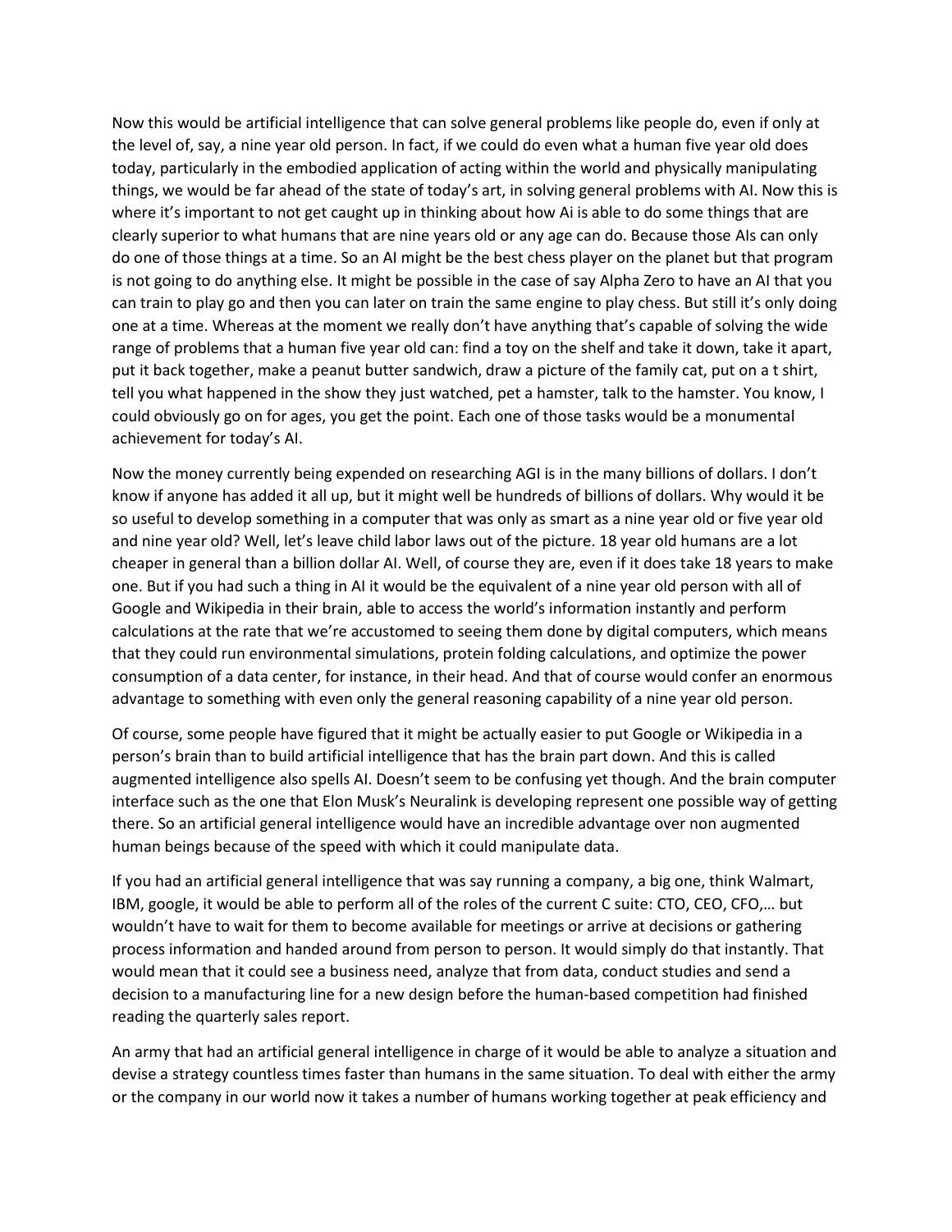Now this would be artificial intelligence that can solve general problems like people do, even if only at the level of, say, a nine year old person. In fact, if we could do even what a human five year old does today, particularly in the embodied application of acting within the world and physically manipulating things, we would be far ahead of the state of today's art, in solving general problems with AI. Now this is where it's important to not get caught up in thinking about how Ai is able to do some things that are clearly superior to what humans that are nine years old or any age can do. Because those AIs can only do one of those things at a time. So an AI might be the best chess player on the planet but that program is not going to do anything else. It might be possible in the case of say Alpha Zero to have an AI that you can train to play go and then you can later on train the same engine to play chess. But still it's only doing one at a time. Whereas at the moment we really don't have anything that's capable of solving the wide range of problems that a human five year old can: find a toy on the shelf and take it down, take it apart, put it back together, make a peanut butter sandwich, draw a picture of the family cat, put on a t shirt, tell you what happened in the show they just watched, pet a hamster, talk to the hamster. You know, I could obviously go on for ages, you get the point. Each one of those tasks would be a monumental achievement for today's AI.

Now the money currently being expended on researching AGI is in the many billions of dollars. I don't know if anyone has added it all up, but it might well be hundreds of billions of dollars. Why would it be so useful to develop something in a computer that was only as smart as a nine year old or five year old and nine year old? Well, let's leave child labor laws out of the picture. 18 year old humans are a lot cheaper in general than a billion dollar AI. Well, of course they are, even if it does take 18 years to make one. But if you had such a thing in AI it would be the equivalent of a nine year old person with all of Google and Wikipedia in their brain, able to access the world's information instantly and perform calculations at the rate that we're accustomed to seeing them done by digital computers, which means that they could run environmental simulations, protein folding calculations, and optimize the power consumption of a data center, for instance, in their head. And that of course would confer an enormous advantage to something with even only the general reasoning capability of a nine year old person.

Of course, some people have figured that it might be actually easier to put Google or Wikipedia in a person's brain than to build artificial intelligence that has the brain part down. And this is called augmented intelligence also spells AI. Doesn't seem to be confusing yet though. And the brain computer interface such as the one that Elon Musk's Neuralink is developing represent one possible way of getting there. So an artificial general intelligence would have an incredible advantage over non augmented human beings because of the speed with which it could manipulate data.

If you had an artificial general intelligence that was say running a company, a big one, think Walmart, IBM, google, it would be able to perform all of the roles of the current C suite: CTO, CEO, CFO,… but wouldn't have to wait for them to become available for meetings or arrive at decisions or gathering process information and handed around from person to person. It would simply do that instantly. That would mean that it could see a business need, analyze that from data, conduct studies and send a decision to a manufacturing line for a new design before the human-based competition had finished reading the quarterly sales report.

An army that had an artificial general intelligence in charge of it would be able to analyze a situation and devise a strategy countless times faster than humans in the same situation. To deal with either the army or the company in our world now it takes a number of humans working together at peak efficiency and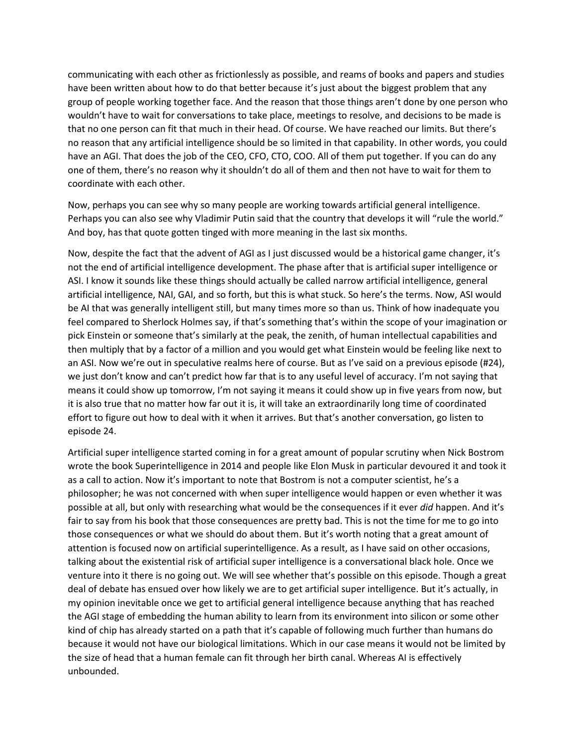communicating with each other as frictionlessly as possible, and reams of books and papers and studies have been written about how to do that better because it's just about the biggest problem that any group of people working together face. And the reason that those things aren't done by one person who wouldn't have to wait for conversations to take place, meetings to resolve, and decisions to be made is that no one person can fit that much in their head. Of course. We have reached our limits. But there's no reason that any artificial intelligence should be so limited in that capability. In other words, you could have an AGI. That does the job of the CEO, CFO, CTO, COO. All of them put together. If you can do any one of them, there's no reason why it shouldn't do all of them and then not have to wait for them to coordinate with each other.

Now, perhaps you can see why so many people are working towards artificial general intelligence. Perhaps you can also see why Vladimir Putin said that the country that develops it will "rule the world." And boy, has that quote gotten tinged with more meaning in the last six months.

Now, despite the fact that the advent of AGI as I just discussed would be a historical game changer, it's not the end of artificial intelligence development. The phase after that is artificial super intelligence or ASI. I know it sounds like these things should actually be called narrow artificial intelligence, general artificial intelligence, NAI, GAI, and so forth, but this is what stuck. So here's the terms. Now, ASI would be AI that was generally intelligent still, but many times more so than us. Think of how inadequate you feel compared to Sherlock Holmes say, if that's something that's within the scope of your imagination or pick Einstein or someone that's similarly at the peak, the zenith, of human intellectual capabilities and then multiply that by a factor of a million and you would get what Einstein would be feeling like next to an ASI. Now we're out in speculative realms here of course. But as I've said on a previous episode (#24), we just don't know and can't predict how far that is to any useful level of accuracy. I'm not saying that means it could show up tomorrow, I'm not saying it means it could show up in five years from now, but it is also true that no matter how far out it is, it will take an extraordinarily long time of coordinated effort to figure out how to deal with it when it arrives. But that's another conversation, go listen to episode 24.

Artificial super intelligence started coming in for a great amount of popular scrutiny when Nick Bostrom wrote the book Superintelligence in 2014 and people like Elon Musk in particular devoured it and took it as a call to action. Now it's important to note that Bostrom is not a computer scientist, he's a philosopher; he was not concerned with when super intelligence would happen or even whether it was possible at all, but only with researching what would be the consequences if it ever *did* happen. And it's fair to say from his book that those consequences are pretty bad. This is not the time for me to go into those consequences or what we should do about them. But it's worth noting that a great amount of attention is focused now on artificial superintelligence. As a result, as I have said on other occasions, talking about the existential risk of artificial super intelligence is a conversational black hole. Once we venture into it there is no going out. We will see whether that's possible on this episode. Though a great deal of debate has ensued over how likely we are to get artificial super intelligence. But it's actually, in my opinion inevitable once we get to artificial general intelligence because anything that has reached the AGI stage of embedding the human ability to learn from its environment into silicon or some other kind of chip has already started on a path that it's capable of following much further than humans do because it would not have our biological limitations. Which in our case means it would not be limited by the size of head that a human female can fit through her birth canal. Whereas AI is effectively unbounded.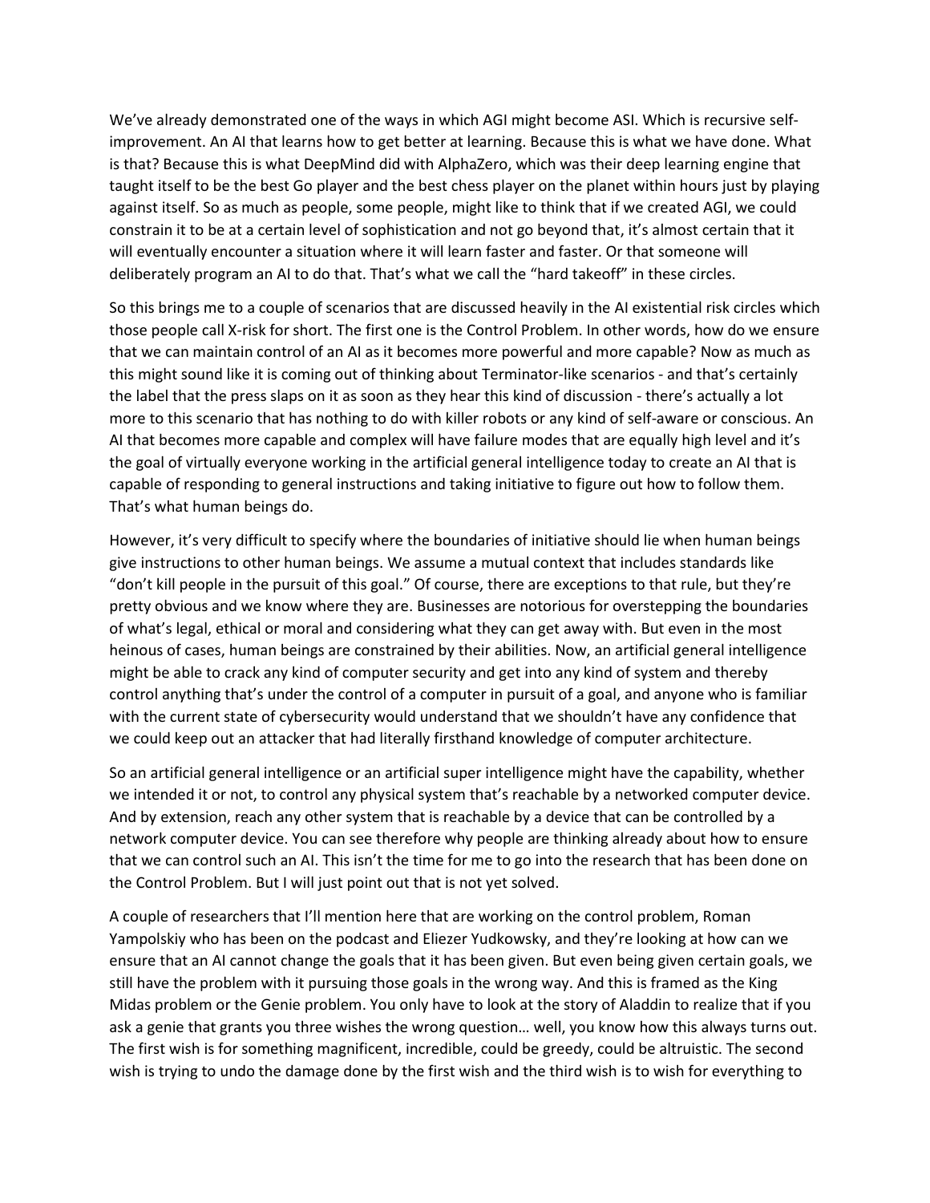We've already demonstrated one of the ways in which AGI might become ASI. Which is recursive self-improvement. An AI that learns how to get better at learning. Because this is what we have done. What is that? Because this is what DeepMind did with AlphaZero, which was their deep learning engine that taught itself to be the best Go player and the best chess player on the planet within hours just by playing against itself. So as much as people, some people, might like to think that if we created AGI, we could constrain it to be at a certain level of sophistication and not go beyond that, it's almost certain that it will eventually encounter a situation where it will learn faster and faster. Or that someone will deliberately program an AI to do that. That's what we call the "hard takeoff" in these circles.

So this brings me to a couple of scenarios that are discussed heavily in the AI existential risk circles which those people call X-risk for short. The first one is the Control Problem. In other words, how do we ensure that we can maintain control of an AI as it becomes more powerful and more capable? Now as much as this might sound like it is coming out of thinking about Terminator-like scenarios - and that's certainly the label that the press slaps on it as soon as they hear this kind of discussion - there's actually a lot more to this scenario that has nothing to do with killer robots or any kind of self-aware or conscious. An AI that becomes more capable and complex will have failure modes that are equally high level and it's the goal of virtually everyone working in the artificial general intelligence today to create an AI that is capable of responding to general instructions and taking initiative to figure out how to follow them. That's what human beings do.

However, it's very difficult to specify where the boundaries of initiative should lie when human beings give instructions to other human beings. We assume a mutual context that includes standards like "don't kill people in the pursuit of this goal." Of course, there are exceptions to that rule, but they're pretty obvious and we know where they are. Businesses are notorious for overstepping the boundaries of what's legal, ethical or moral and considering what they can get away with. But even in the most heinous of cases, human beings are constrained by their abilities. Now, an artificial general intelligence might be able to crack any kind of computer security and get into any kind of system and thereby control anything that's under the control of a computer in pursuit of a goal, and anyone who is familiar with the current state of cybersecurity would understand that we shouldn't have any confidence that we could keep out an attacker that had literally firsthand knowledge of computer architecture.

So an artificial general intelligence or an artificial super intelligence might have the capability, whether we intended it or not, to control any physical system that's reachable by a networked computer device. And by extension, reach any other system that is reachable by a device that can be controlled by a network computer device. You can see therefore why people are thinking already about how to ensure that we can control such an AI. This isn't the time for me to go into the research that has been done on the Control Problem. But I will just point out that is not yet solved.

A couple of researchers that I'll mention here that are working on the control problem, Roman Yampolskiy who has been on the podcast and Eliezer Yudkowsky, and they're looking at how can we ensure that an AI cannot change the goals that it has been given. But even being given certain goals, we still have the problem with it pursuing those goals in the wrong way. And this is framed as the King Midas problem or the Genie problem. You only have to look at the story of Aladdin to realize that if you ask a genie that grants you three wishes the wrong question… well, you know how this always turns out. The first wish is for something magnificent, incredible, could be greedy, could be altruistic. The second wish is trying to undo the damage done by the first wish and the third wish is to wish for everything to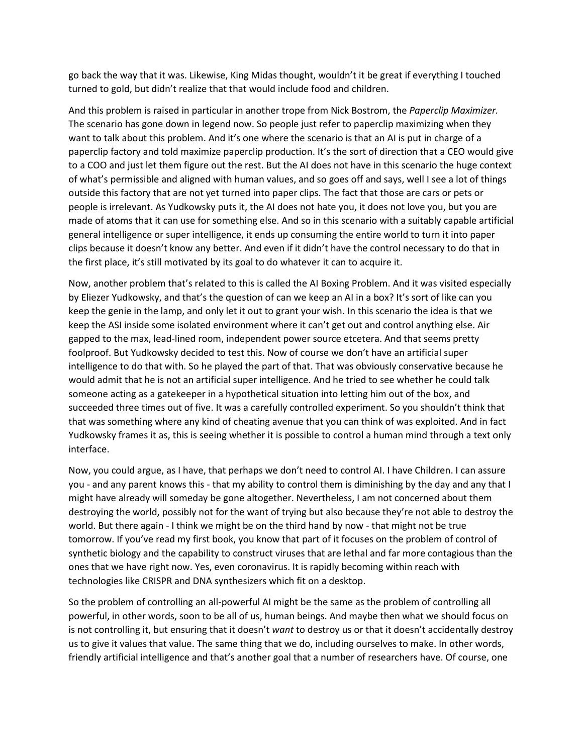go back the way that it was. Likewise, King Midas thought, wouldn't it be great if everything I touched turned to gold, but didn't realize that that would include food and children.

And this problem is raised in particular in another trope from Nick Bostrom, the *Paperclip Maximizer.* The scenario has gone down in legend now. So people just refer to paperclip maximizing when they want to talk about this problem. And it's one where the scenario is that an AI is put in charge of a paperclip factory and told maximize paperclip production. It's the sort of direction that a CEO would give to a COO and just let them figure out the rest. But the AI does not have in this scenario the huge context of what's permissible and aligned with human values, and so goes off and says, well I see a lot of things outside this factory that are not yet turned into paper clips. The fact that those are cars or pets or people is irrelevant. As Yudkowsky puts it, the AI does not hate you, it does not love you, but you are made of atoms that it can use for something else. And so in this scenario with a suitably capable artificial general intelligence or super intelligence, it ends up consuming the entire world to turn it into paper clips because it doesn't know any better. And even if it didn't have the control necessary to do that in the first place, it's still motivated by its goal to do whatever it can to acquire it.

Now, another problem that's related to this is called the AI Boxing Problem. And it was visited especially by Eliezer Yudkowsky, and that's the question of can we keep an AI in a box? It's sort of like can you keep the genie in the lamp, and only let it out to grant your wish. In this scenario the idea is that we keep the ASI inside some isolated environment where it can't get out and control anything else. Air gapped to the max, lead-lined room, independent power source etcetera. And that seems pretty foolproof. But Yudkowsky decided to test this. Now of course we don't have an artificial super intelligence to do that with. So he played the part of that. That was obviously conservative because he would admit that he is not an artificial super intelligence. And he tried to see whether he could talk someone acting as a gatekeeper in a hypothetical situation into letting him out of the box, and succeeded three times out of five. It was a carefully controlled experiment. So you shouldn't think that that was something where any kind of cheating avenue that you can think of was exploited. And in fact Yudkowsky frames it as, this is seeing whether it is possible to control a human mind through a text only interface.

Now, you could argue, as I have, that perhaps we don't need to control AI. I have Children. I can assure you - and any parent knows this - that my ability to control them is diminishing by the day and any that I might have already will someday be gone altogether. Nevertheless, I am not concerned about them destroying the world, possibly not for the want of trying but also because they're not able to destroy the world. But there again - I think we might be on the third hand by now - that might not be true tomorrow. If you've read my first book, you know that part of it focuses on the problem of control of synthetic biology and the capability to construct viruses that are lethal and far more contagious than the ones that we have right now. Yes, even coronavirus. It is rapidly becoming within reach with technologies like CRISPR and DNA synthesizers which fit on a desktop.

So the problem of controlling an all-powerful AI might be the same as the problem of controlling all powerful, in other words, soon to be all of us, human beings. And maybe then what we should focus on is not controlling it, but ensuring that it doesn't *want* to destroy us or that it doesn't accidentally destroy us to give it values that value. The same thing that we do, including ourselves to make. In other words, friendly artificial intelligence and that's another goal that a number of researchers have. Of course, one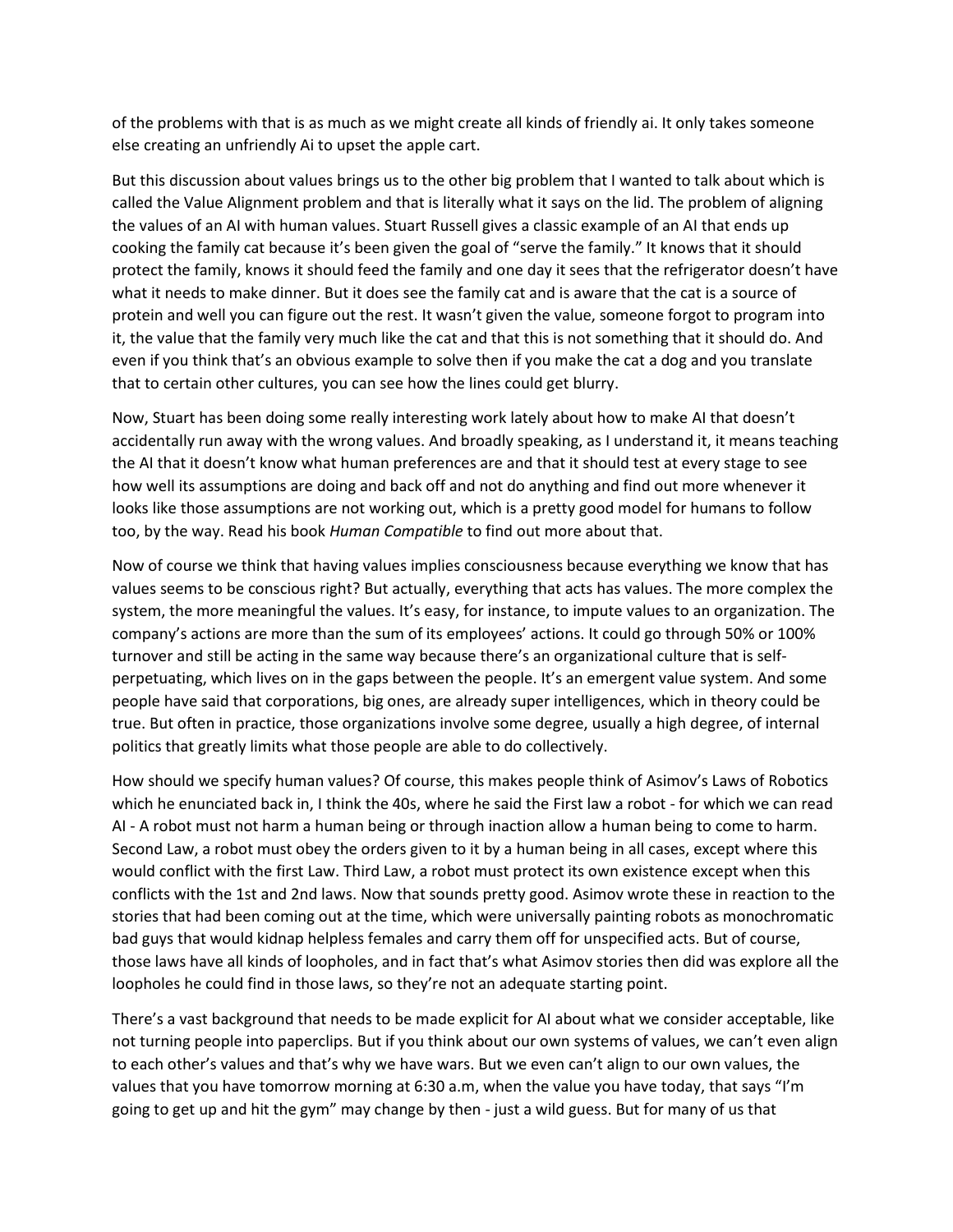of the problems with that is as much as we might create all kinds of friendly ai. It only takes someone else creating an unfriendly Ai to upset the apple cart.

But this discussion about values brings us to the other big problem that I wanted to talk about which is called the Value Alignment problem and that is literally what it says on the lid. The problem of aligning the values of an AI with human values. Stuart Russell gives a classic example of an AI that ends up cooking the family cat because it's been given the goal of "serve the family." It knows that it should protect the family, knows it should feed the family and one day it sees that the refrigerator doesn't have what it needs to make dinner. But it does see the family cat and is aware that the cat is a source of protein and well you can figure out the rest. It wasn't given the value, someone forgot to program into it, the value that the family very much like the cat and that this is not something that it should do. And even if you think that's an obvious example to solve then if you make the cat a dog and you translate that to certain other cultures, you can see how the lines could get blurry.

Now, Stuart has been doing some really interesting work lately about how to make AI that doesn't accidentally run away with the wrong values. And broadly speaking, as I understand it, it means teaching the AI that it doesn't know what human preferences are and that it should test at every stage to see how well its assumptions are doing and back off and not do anything and find out more whenever it looks like those assumptions are not working out, which is a pretty good model for humans to follow too, by the way. Read his book *Human Compatible* to find out more about that.

Now of course we think that having values implies consciousness because everything we know that has values seems to be conscious right? But actually, everything that acts has values. The more complex the system, the more meaningful the values. It's easy, for instance, to impute values to an organization. The company's actions are more than the sum of its employees' actions. It could go through 50% or 100% turnover and still be acting in the same way because there's an organizational culture that is self-perpetuating, which lives on in the gaps between the people. It's an emergent value system. And some people have said that corporations, big ones, are already super intelligences, which in theory could be true. But often in practice, those organizations involve some degree, usually a high degree, of internal politics that greatly limits what those people are able to do collectively.

How should we specify human values? Of course, this makes people think of Asimov's Laws of Robotics which he enunciated back in, I think the 40s, where he said the First law a robot - for which we can read AI - A robot must not harm a human being or through inaction allow a human being to come to harm. Second Law, a robot must obey the orders given to it by a human being in all cases, except where this would conflict with the first Law. Third Law, a robot must protect its own existence except when this conflicts with the 1st and 2nd laws. Now that sounds pretty good. Asimov wrote these in reaction to the stories that had been coming out at the time, which were universally painting robots as monochromatic bad guys that would kidnap helpless females and carry them off for unspecified acts. But of course, those laws have all kinds of loopholes, and in fact that's what Asimov stories then did was explore all the loopholes he could find in those laws, so they're not an adequate starting point.

There's a vast background that needs to be made explicit for AI about what we consider acceptable, like not turning people into paperclips. But if you think about our own systems of values, we can't even align to each other's values and that's why we have wars. But we even can't align to our own values, the values that you have tomorrow morning at 6:30 a.m, when the value you have today, that says "I'm going to get up and hit the gym" may change by then - just a wild guess. But for many of us that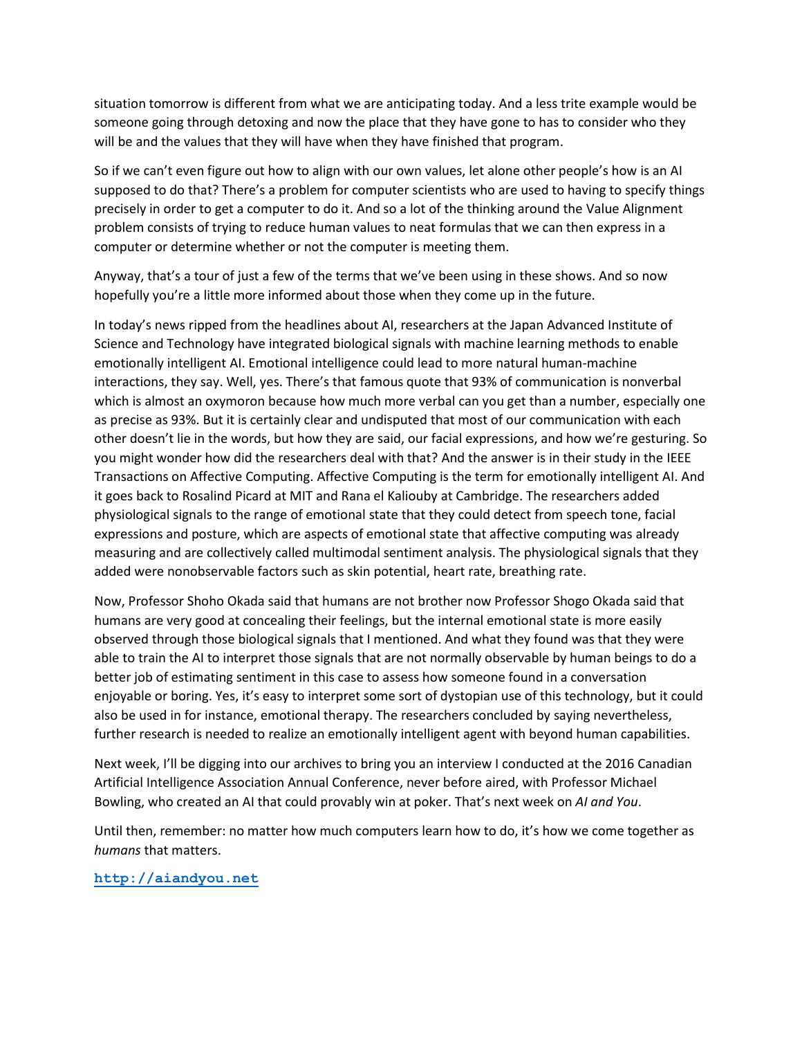situation tomorrow is different from what we are anticipating today. And a less trite example would be someone going through detoxing and now the place that they have gone to has to consider who they will be and the values that they will have when they have finished that program.

So if we can't even figure out how to align with our own values, let alone other people's how is an AI supposed to do that? There's a problem for computer scientists who are used to having to specify things precisely in order to get a computer to do it. And so a lot of the thinking around the Value Alignment problem consists of trying to reduce human values to neat formulas that we can then express in a computer or determine whether or not the computer is meeting them.

Anyway, that's a tour of just a few of the terms that we've been using in these shows. And so now hopefully you're a little more informed about those when they come up in the future.

In today's news ripped from the headlines about AI, researchers at the Japan Advanced Institute of Science and Technology have integrated biological signals with machine learning methods to enable emotionally intelligent AI. Emotional intelligence could lead to more natural human-machine interactions, they say. Well, yes. There's that famous quote that 93% of communication is nonverbal which is almost an oxymoron because how much more verbal can you get than a number, especially one as precise as 93%. But it is certainly clear and undisputed that most of our communication with each other doesn't lie in the words, but how they are said, our facial expressions, and how we're gesturing. So you might wonder how did the researchers deal with that? And the answer is in their study in the IEEE Transactions on Affective Computing. Affective Computing is the term for emotionally intelligent AI. And it goes back to Rosalind Picard at MIT and Rana el Kaliouby at Cambridge. The researchers added physiological signals to the range of emotional state that they could detect from speech tone, facial expressions and posture, which are aspects of emotional state that affective computing was already measuring and are collectively called multimodal sentiment analysis. The physiological signals that they added were nonobservable factors such as skin potential, heart rate, breathing rate.

Now, Professor Shoho Okada said that humans are not brother now Professor Shogo Okada said that humans are very good at concealing their feelings, but the internal emotional state is more easily observed through those biological signals that I mentioned. And what they found was that they were able to train the AI to interpret those signals that are not normally observable by human beings to do a better job of estimating sentiment in this case to assess how someone found in a conversation enjoyable or boring. Yes, it's easy to interpret some sort of dystopian use of this technology, but it could also be used in for instance, emotional therapy. The researchers concluded by saying nevertheless, further research is needed to realize an emotionally intelligent agent with beyond human capabilities.

Next week, I'll be digging into our archives to bring you an interview I conducted at the 2016 Canadian Artificial Intelligence Association Annual Conference, never before aired, with Professor Michael Bowling, who created an AI that could provably win at poker. That's next week on *AI and You*.

Until then, remember: no matter how much computers learn how to do, it's how we come together as *humans* that matters.

**http://aiandyou.net**